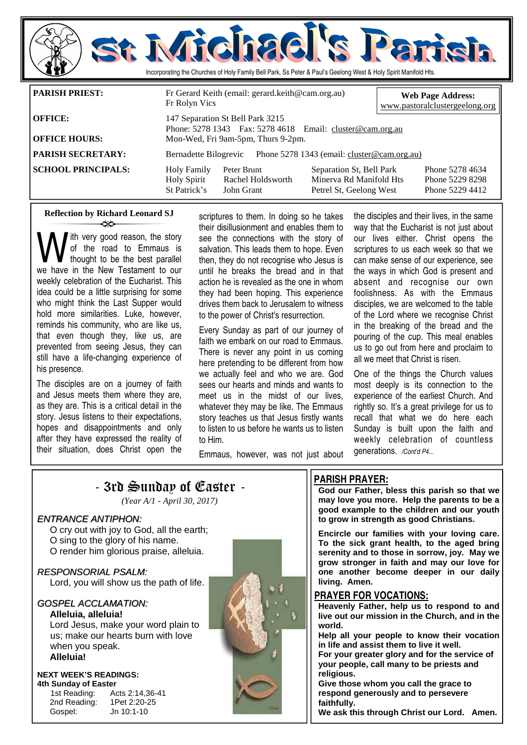# St Michael's Parish

Incorporating the Churches of Holy Family Bell Park, Ss Peter & Paul's Geelong West & Holy Spirit Manifold Hts.

| | | | |
|---|---|---|---|
| **PARISH PRIEST:** | Fr Gerard Keith (email: gerard.keith@cam.org.au)<br>Fr Rolyn Vics | | **Web Page Address:** www.pastoralclustergeelong.org |
| **OFFICE:** | 147 Separation St Bell Park 3215<br>Phone: 5278 1343 Fax: 5278 4618 Email: cluster@cam.org.au | | |
| **OFFICE HOURS:** | Mon-Wed, Fri 9am-5pm, Thurs 9-2pm. | | |
| **PARISH SECRETARY:** | Bernadette Bilogrevic Phone 5278 1343 (email: cluster@cam.org.au) | | |
| **SCHOOL PRINCIPALS:** | Holy Family — Peter Brunt | Separation St, Bell Park | Phone 5278 4634 |
| | Holy Spirit — Rachel Holdsworth | Minerva Rd Manifold Hts | Phone 5229 8298 |
| | St Patrick's — John Grant | Petrel St, Geelong West | Phone 5229 4412 |

## Reflection by Richard Leonard SJ

With very good reason, the story of the road to Emmaus is thought to be the best parallel we have in the New Testament to our weekly celebration of the Eucharist. This idea could be a little surprising for some who might think the Last Supper would hold more similarities. Luke, however, reminds his community, who are like us, that even though they, like us, are prevented from seeing Jesus, they can still have a life-changing experience of his presence.

The disciples are on a journey of faith and Jesus meets them where they are, as they are. This is a critical detail in the story. Jesus listens to their expectations, hopes and disappointments and only after they have expressed the reality of their situation, does Christ open the scriptures to them. In doing so he takes their disillusionment and enables them to see the connections with the story of salvation. This leads them to hope. Even then, they do not recognise who Jesus is until he breaks the bread and in that action he is revealed as the one in whom they had been hoping. This experience drives them back to Jerusalem to witness to the power of Christ's resurrection.

Every Sunday as part of our journey of faith we embark on our road to Emmaus. There is never any point in us coming here pretending to be different from how we actually feel and who we are. God sees our hearts and minds and wants to meet us in the midst of our lives, whatever they may be like. The Emmaus story teaches us that Jesus firstly wants to listen to us before he wants us to listen to Him.

Emmaus, however, was not just about the disciples and their lives, in the same way that the Eucharist is not just about our lives either. Christ opens the scriptures to us each week so that we can make sense of our experience, see the ways in which God is present and absent and recognise our own foolishness. As with the Emmaus disciples, we are welcomed to the table of the Lord where we recognise Christ in the breaking of the bread and the pouring of the cup. This meal enables us to go out from here and proclaim to all we meet that Christ is risen.

One of the things the Church values most deeply is its connection to the experience of the earliest Church. And rightly so. It's a great privilege for us to recall that what we do here each Sunday is built upon the faith and weekly celebration of countless generations. *Cont'd P4...*

## - 3rd Sunday of Easter -

*(Year A/1 - April 30, 2017)*

*ENTRANCE ANTIPHON:*

O cry out with joy to God, all the earth;
O sing to the glory of his name.
O render him glorious praise, alleluia.

*RESPONSORIAL PSALM:*

Lord, you will show us the path of life.

*GOSPEL ACCLAMATION:*

**Alleluia, alleluia!**
Lord Jesus, make your word plain to us; make our hearts burn with love when you speak.
**Alleluia!**

**NEXT WEEK'S READINGS:**
**4th Sunday of Easter**

| | |
|---|---|
| 1st Reading: | Acts 2:14,36-41 |
| 2nd Reading: | 1Pet 2:20-25 |
| Gospel: | Jn 10:1-10 |

## PARISH PRAYER:

**God our Father, bless this parish so that we may love you more. Help the parents to be a good example to the children and our youth to grow in strength as good Christians.**

**Encircle our families with your loving care. To the sick grant health, to the aged bring serenity and to those in sorrow, joy. May we grow stronger in faith and may our love for one another become deeper in our daily living. Amen.**

## PRAYER FOR VOCATIONS:

**Heavenly Father, help us to respond to and live out our mission in the Church, and in the world.**
**Help all your people to know their vocation in life and assist them to live it well.**
**For your greater glory and for the service of your people, call many to be priests and religious.**
**Give those whom you call the grace to respond generously and to persevere faithfully.**
**We ask this through Christ our Lord. Amen.**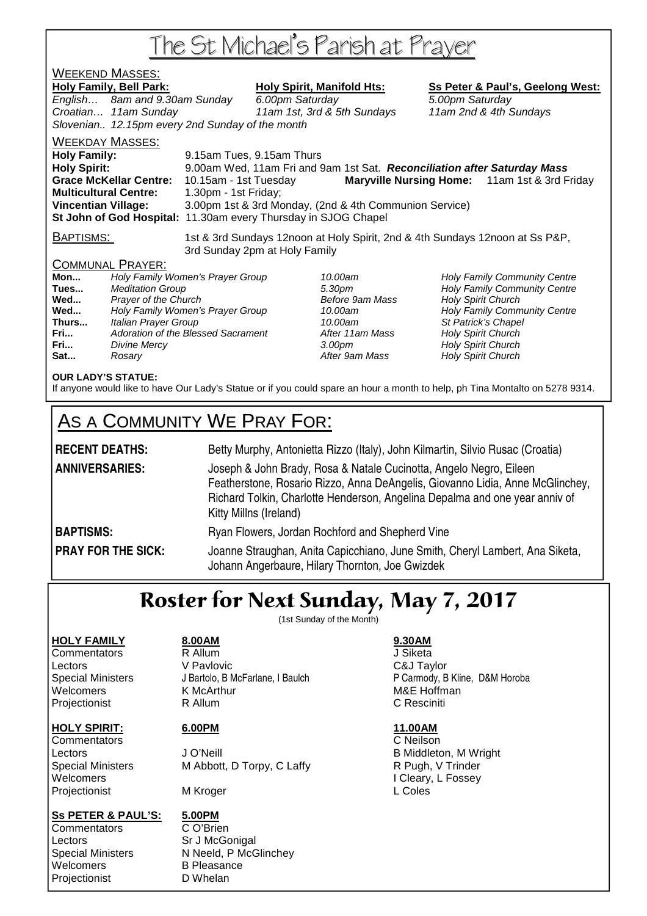# The St Michael's Parish at Prayer

## WEEKEND MASSES:

| Holy Family, Bell Park: | Holy Spirit, Manifold Hts: | Ss Peter & Paul's, Geelong West: |
|---|---|---|
| *English… 8am and 9.30am Sunday* | *6.00pm Saturday* | *5.00pm Saturday* |
| *Croatian… 11am Sunday* | *11am 1st, 3rd & 5th Sundays* | *11am 2nd & 4th Sundays* |
| *Slovenian.. 12.15pm every 2nd Sunday of the month* | | |

## WEEKDAY MASSES:

**Holy Family:** 9.15am Tues, 9.15am Thurs
**Holy Spirit:** 9.00am Wed, 11am Fri and 9am 1st Sat. ***Reconciliation after Saturday Mass***
**Grace McKellar Centre:** 10.15am - 1st Tuesday **Maryville Nursing Home:** 11am 1st & 3rd Friday
**Multicultural Centre:** 1.30pm - 1st Friday;
**Vincentian Village:** 3.00pm 1st & 3rd Monday, (2nd & 4th Communion Service)
**St John of God Hospital:** 11.30am every Thursday in SJOG Chapel

**BAPTISMS:** 1st & 3rd Sundays 12noon at Holy Spirit, 2nd & 4th Sundays 12noon at Ss P&P, 3rd Sunday 2pm at Holy Family

## COMMUNAL PRAYER:

| | | | |
|---|---|---|---|
| **Mon...** | *Holy Family Women's Prayer Group* | *10.00am* | *Holy Family Community Centre* |
| **Tues...** | *Meditation Group* | *5.30pm* | *Holy Family Community Centre* |
| **Wed...** | *Prayer of the Church* | *Before 9am Mass* | *Holy Spirit Church* |
| **Wed...** | *Holy Family Women's Prayer Group* | *10.00am* | *Holy Family Community Centre* |
| **Thurs...** | *Italian Prayer Group* | *10.00am* | *St Patrick's Chapel* |
| **Fri...** | *Adoration of the Blessed Sacrament* | *After 11am Mass* | *Holy Spirit Church* |
| **Fri...** | *Divine Mercy* | *3.00pm* | *Holy Spirit Church* |
| **Sat...** | *Rosary* | *After 9am Mass* | *Holy Spirit Church* |

**OUR LADY'S STATUE:**
If anyone would like to have Our Lady's Statue or if you could spare an hour a month to help, ph Tina Montalto on 5278 9314.

# AS A COMMUNITY WE PRAY FOR:

**RECENT DEATHS:** Betty Murphy, Antonietta Rizzo (Italy), John Kilmartin, Silvio Rusac (Croatia)

**ANNIVERSARIES:** Joseph & John Brady, Rosa & Natale Cucinotta, Angelo Negro, Eileen Featherstone, Rosario Rizzo, Anna DeAngelis, Giovanno Lidia, Anne McGlinchey, Richard Tolkin, Charlotte Henderson, Angelina Depalma and one year anniv of Kitty Millns (Ireland)

**BAPTISMS:** Ryan Flowers, Jordan Rochford and Shepherd Vine

**PRAY FOR THE SICK:** Joanne Straughan, Anita Capicchiano, June Smith, Cheryl Lambert, Ana Siketa, Johann Angerbaure, Hilary Thornton, Joe Gwizdek

# Roster for Next Sunday, May 7, 2017

(1st Sunday of the Month)

| **HOLY FAMILY** | **8.00AM** | **9.30AM** |
|---|---|---|
| Commentators | R Allum | J Siketa |
| Lectors | V Pavlovic | C&J Taylor |
| Special Ministers | J Bartolo, B McFarlane, I Baulch | P Carmody, B Kline, D&M Horoba |
| Welcomers | K McArthur | M&E Hoffman |
| Projectionist | R Allum | C Resciniti |

| **HOLY SPIRIT:** | **6.00PM** | **11.00AM** |
|---|---|---|
| Commentators | | C Neilson |
| Lectors | J O'Neill | B Middleton, M Wright |
| Special Ministers | M Abbott, D Torpy, C Laffy | R Pugh, V Trinder |
| Welcomers | | I Cleary, L Fossey |
| Projectionist | M Kroger | L Coles |

| **Ss PETER & PAUL'S:** | **5.00PM** |
|---|---|
| Commentators | C O'Brien |
| Lectors | Sr J McGonigal |
| Special Ministers | N Neeld, P McGlinchey |
| Welcomers | B Pleasance |
| Projectionist | D Whelan |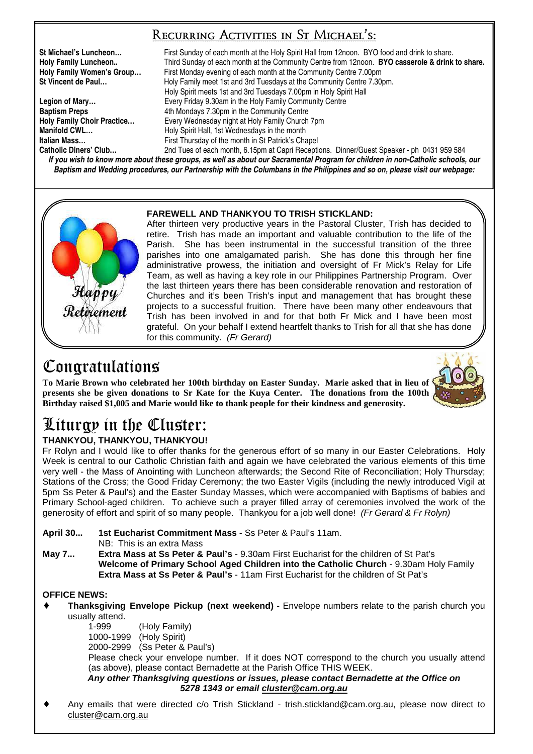## Recurring Activities in St Michael's:

| | |
|---|---|
| **St Michael's Luncheon…** | First Sunday of each month at the Holy Spirit Hall from 12noon. BYO food and drink to share. |
| **Holy Family Luncheon..** | Third Sunday of each month at the Community Centre from 12noon. **BYO casserole & drink to share.** |
| **Holy Family Women's Group…** | First Monday evening of each month at the Community Centre 7.00pm |
| **St Vincent de Paul…** | Holy Family meet 1st and 3rd Tuesdays at the Community Centre 7.30pm. Holy Spirit meets 1st and 3rd Tuesdays 7.00pm in Holy Spirit Hall |
| **Legion of Mary…** | Every Friday 9.30am in the Holy Family Community Centre |
| **Baptism Preps** | 4th Mondays 7.30pm in the Community Centre |
| **Holy Family Choir Practice…** | Every Wednesday night at Holy Family Church 7pm |
| **Manifold CWL…** | Holy Spirit Hall, 1st Wednesdays in the month |
| **Italian Mass…** | First Thursday of the month in St Patrick's Chapel |
| **Catholic Diners' Club…** | 2nd Tues of each month, 6.15pm at Capri Receptions. Dinner/Guest Speaker - ph 0431 959 584 |

***If you wish to know more about these groups, as well as about our Sacramental Program for children in non-Catholic schools, our Baptism and Wedding procedures, our Partnership with the Columbans in the Philippines and so on, please visit our webpage:***

Happy Retirement

**FAREWELL AND THANKYOU TO TRISH STICKLAND:**

After thirteen very productive years in the Pastoral Cluster, Trish has decided to retire. Trish has made an important and valuable contribution to the life of the Parish. She has been instrumental in the successful transition of the three parishes into one amalgamated parish. She has done this through her fine administrative prowess, the initiation and oversight of Fr Mick's Relay for Life Team, as well as having a key role in our Philippines Partnership Program. Over the last thirteen years there has been considerable renovation and restoration of Churches and it's been Trish's input and management that has brought these projects to a successful fruition. There have been many other endeavours that Trish has been involved in and for that both Fr Mick and I have been most grateful. On your behalf I extend heartfelt thanks to Trish for all that she has done for this community. *(Fr Gerard)*

# Congratulations

**To Marie Brown who celebrated her 100th birthday on Easter Sunday. Marie asked that in lieu of presents she be given donations to Sr Kate for the Kuya Center. The donations from the 100th Birthday raised $1,005 and Marie would like to thank people for their kindness and generosity.**

# Liturgy in the Cluster:

**THANKYOU, THANKYOU, THANKYOU!**

Fr Rolyn and I would like to offer thanks for the generous effort of so many in our Easter Celebrations. Holy Week is central to our Catholic Christian faith and again we have celebrated the various elements of this time very well - the Mass of Anointing with Luncheon afterwards; the Second Rite of Reconciliation; Holy Thursday; Stations of the Cross; the Good Friday Ceremony; the two Easter Vigils (including the newly introduced Vigil at 5pm Ss Peter & Paul's) and the Easter Sunday Masses, which were accompanied with Baptisms of babies and Primary School-aged children. To achieve such a prayer filled array of ceremonies involved the work of the generosity of effort and spirit of so many people. Thankyou for a job well done! *(Fr Gerard & Fr Rolyn)*

**April 30...** **1st Eucharist Commitment Mass** - Ss Peter & Paul's 11am.
NB: This is an extra Mass

**May 7...** **Extra Mass at Ss Peter & Paul's** - 9.30am First Eucharist for the children of St Pat's
**Welcome of Primary School Aged Children into the Catholic Church** - 9.30am Holy Family
**Extra Mass at Ss Peter & Paul's** - 11am First Eucharist for the children of St Pat's

**OFFICE NEWS:**

- **Thanksgiving Envelope Pickup (next weekend)** - Envelope numbers relate to the parish church you usually attend.
  - 1-999 (Holy Family)
  - 1000-1999 (Holy Spirit)
  - 2000-2999 (Ss Peter & Paul's)

  Please check your envelope number. If it does NOT correspond to the church you usually attend (as above), please contact Bernadette at the Parish Office THIS WEEK.

  ***Any other Thanksgiving questions or issues, please contact Bernadette at the Office on 5278 1343 or email cluster@cam.org.au***

- Any emails that were directed c/o Trish Stickland - trish.stickland@cam.org.au, please now direct to cluster@cam.org.au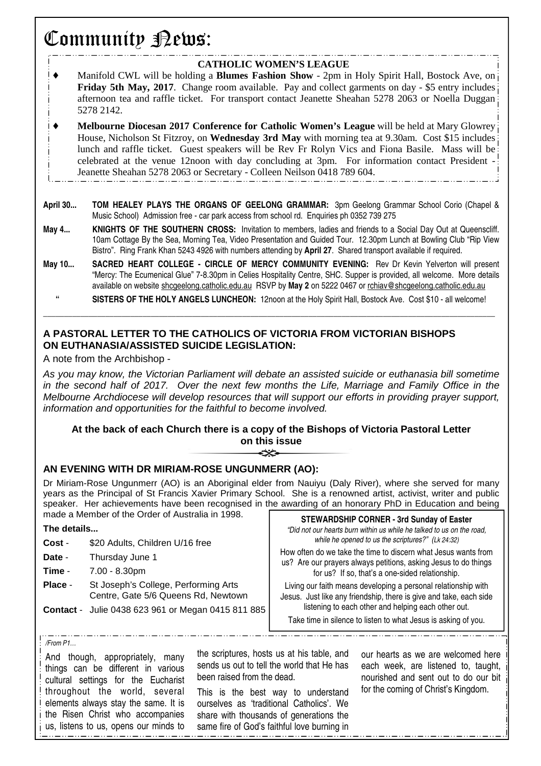# Community News:

**CATHOLIC WOMEN'S LEAGUE**

- Manifold CWL will be holding a **Blumes Fashion Show** - 2pm in Holy Spirit Hall, Bostock Ave, on **Friday 5th May, 2017**. Change room available. Pay and collect garments on day - $5 entry includes afternoon tea and raffle ticket. For transport contact Jeanette Sheahan 5278 2063 or Noella Duggan 5278 2142.
- **Melbourne Diocesan 2017 Conference for Catholic Women's League** will be held at Mary Glowrey House, Nicholson St Fitzroy, on **Wednesday 3rd May** with morning tea at 9.30am. Cost $15 includes lunch and raffle ticket. Guest speakers will be Rev Fr Rolyn Vics and Fiona Basile. Mass will be celebrated at the venue 12noon with day concluding at 3pm. For information contact President - Jeanette Sheahan 5278 2063 or Secretary - Colleen Neilson 0418 789 604.

**April 30...** **TOM HEALEY PLAYS THE ORGANS OF GEELONG GRAMMAR:** 3pm Geelong Grammar School Corio (Chapel & Music School) Admission free - car park access from school rd. Enquiries ph 0352 739 275

**May 4...** **KNIGHTS OF THE SOUTHERN CROSS:** Invitation to members, ladies and friends to a Social Day Out at Queenscliff. 10am Cottage By the Sea, Morning Tea, Video Presentation and Guided Tour. 12.30pm Lunch at Bowling Club "Rip View Bistro". Ring Frank Khan 5243 4926 with numbers attending by **April 27**. Shared transport available if required.

**May 10...** **SACRED HEART COLLEGE - CIRCLE OF MERCY COMMUNITY EVENING:** Rev Dr Kevin Yelverton will present "Mercy: The Ecumenical Glue" 7-8.30pm in Celies Hospitality Centre, SHC. Supper is provided, all welcome. More details available on website shcgeelong.catholic.edu.au RSVP by **May 2** on 5222 0467 or rchiav@shcgeelong.catholic.edu.au

" **SISTERS OF THE HOLY ANGELS LUNCHEON:** 12noon at the Holy Spirit Hall, Bostock Ave. Cost $10 - all welcome!

---

## A PASTORAL LETTER TO THE CATHOLICS OF VICTORIA FROM VICTORIAN BISHOPS ON EUTHANASIA/ASSISTED SUICIDE LEGISLATION:

A note from the Archbishop -

*As you may know, the Victorian Parliament will debate an assisted suicide or euthanasia bill sometime in the second half of 2017. Over the next few months the Life, Marriage and Family Office in the Melbourne Archdiocese will develop resources that will support our efforts in providing prayer support, information and opportunities for the faithful to become involved.*

**At the back of each Church there is a copy of the Bishops of Victoria Pastoral Letter on this issue**

## AN EVENING WITH DR MIRIAM-ROSE UNGUNMERR (AO):

Dr Miriam-Rose Ungunmerr (AO) is an Aboriginal elder from Nauiyu (Daly River), where she served for many years as the Principal of St Francis Xavier Primary School. She is a renowned artist, activist, writer and public speaker. Her achievements have been recognised in the awarding of an honorary PhD in Education and being made a Member of the Order of Australia in 1998.

**The details...**

**Cost** - $20 Adults, Children U/16 free

**Date** - Thursday June 1

**Time** - 7.00 - 8.30pm

**Place** - St Joseph's College, Performing Arts Centre, Gate 5/6 Queens Rd, Newtown

**Contact** - Julie 0438 623 961 or Megan 0415 811 885

**STEWARDSHIP CORNER - 3rd Sunday of Easter**

*"Did not our hearts burn within us while he talked to us on the road, while he opened to us the scriptures?" (Lk 24:32)*

How often do we take the time to discern what Jesus wants from us? Are our prayers always petitions, asking Jesus to do things for us? If so, that's a one-sided relationship.

Living our faith means developing a personal relationship with Jesus. Just like any friendship, there is give and take, each side listening to each other and helping each other out.

Take time in silence to listen to what Jesus is asking of you.

---

*/From P1…*

And though, appropriately, many things can be different in various cultural settings for the Eucharist throughout the world, several elements always stay the same. It is the Risen Christ who accompanies us, listens to us, opens our minds to the scriptures, hosts us at his table, and sends us out to tell the world that He has been raised from the dead.

This is the best way to understand ourselves as 'traditional Catholics'. We share with thousands of generations the same fire of God's faithful love burning in our hearts as we are welcomed here each week, are listened to, taught, nourished and sent out to do our bit for the coming of Christ's Kingdom.